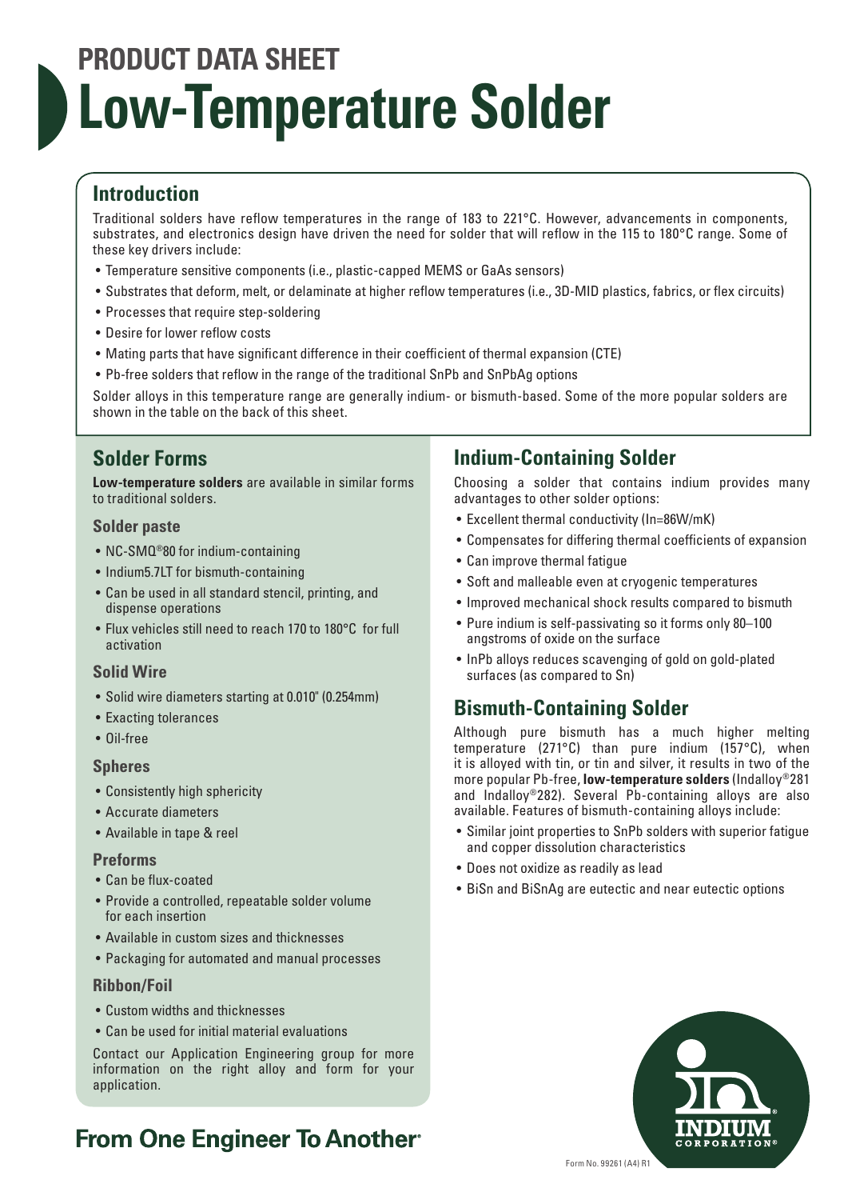# PRODUCT DATA SHEET

# Low-Temperature Solder

## Introduction

Traditional solders have reflow temperatures in the range of 183 to 221°C. However, advancements in components, substrates, and electronics design have driven the need for solder that will reflow in the 115 to 180°C range. Some of these key drivers include:

- Temperature sensitive components (i.e., plastic-capped MEMS or GaAs sensors)
- Substrates that deform, melt, or delaminate at higher reflow temperatures (i.e., 3D-MID plastics, fabrics, or flex circuits)
- Processes that require step-soldering
- Desire for lower reflow costs
- Mating parts that have significant difference in their coefficient of thermal expansion (CTE)
- Pb-free solders that reflow in the range of the traditional SnPb and SnPbAg options

Solder alloys in this temperature range are generally indium- or bismuth-based. Some of the more popular solders are shown in the table on the back of this sheet.

## Solder Forms

**Low-temperature solders** are available in similar forms to traditional solders.

### Solder paste

- NC-SMQ®80 for indium-containing
- Indium5.7LT for bismuth-containing
- Can be used in all standard stencil, printing, and dispense operations
- Flux vehicles still need to reach 170 to 180°C for full activation

### Solid Wire

- Solid wire diameters starting at 0.010" (0.254mm)
- Exacting tolerances
- Oil-free

### Spheres

- Consistently high sphericity
- Accurate diameters
- Available in tape & reel

### Preforms

- Can be flux-coated
- Provide a controlled, repeatable solder volume for each insertion
- Available in custom sizes and thicknesses
- Packaging for automated and manual processes

### Ribbon/Foil

- Custom widths and thicknesses
- Can be used for initial material evaluations

Contact our Application Engineering group for more information on the right alloy and form for your application.

## Indium-Containing Solder

Choosing a solder that contains indium provides many advantages to other solder options:

- Excellent thermal conductivity (In=86W/mK)
- Compensates for differing thermal coefficients of expansion
- Can improve thermal fatigue
- Soft and malleable even at cryogenic temperatures
- Improved mechanical shock results compared to bismuth
- Pure indium is self-passivating so it forms only 80–100 angstroms of oxide on the surface
- InPb alloys reduces scavenging of gold on gold-plated surfaces (as compared to Sn)

## Bismuth-Containing Solder

Although pure bismuth has a much higher melting temperature (271°C) than pure indium (157°C), when it is alloyed with tin, or tin and silver, it results in two of the more popular Pb-free, **low-temperature solders** (Indalloy®281 and Indalloy®282). Several Pb-containing alloys are also available. Features of bismuth-containing alloys include:

- Similar joint properties to SnPb solders with superior fatigue and copper dissolution characteristics
- Does not oxidize as readily as lead
- BiSn and BiSnAg are eutectic and near eutectic options

**From One Engineer To Another®**

Form No. 99261 (A4) R1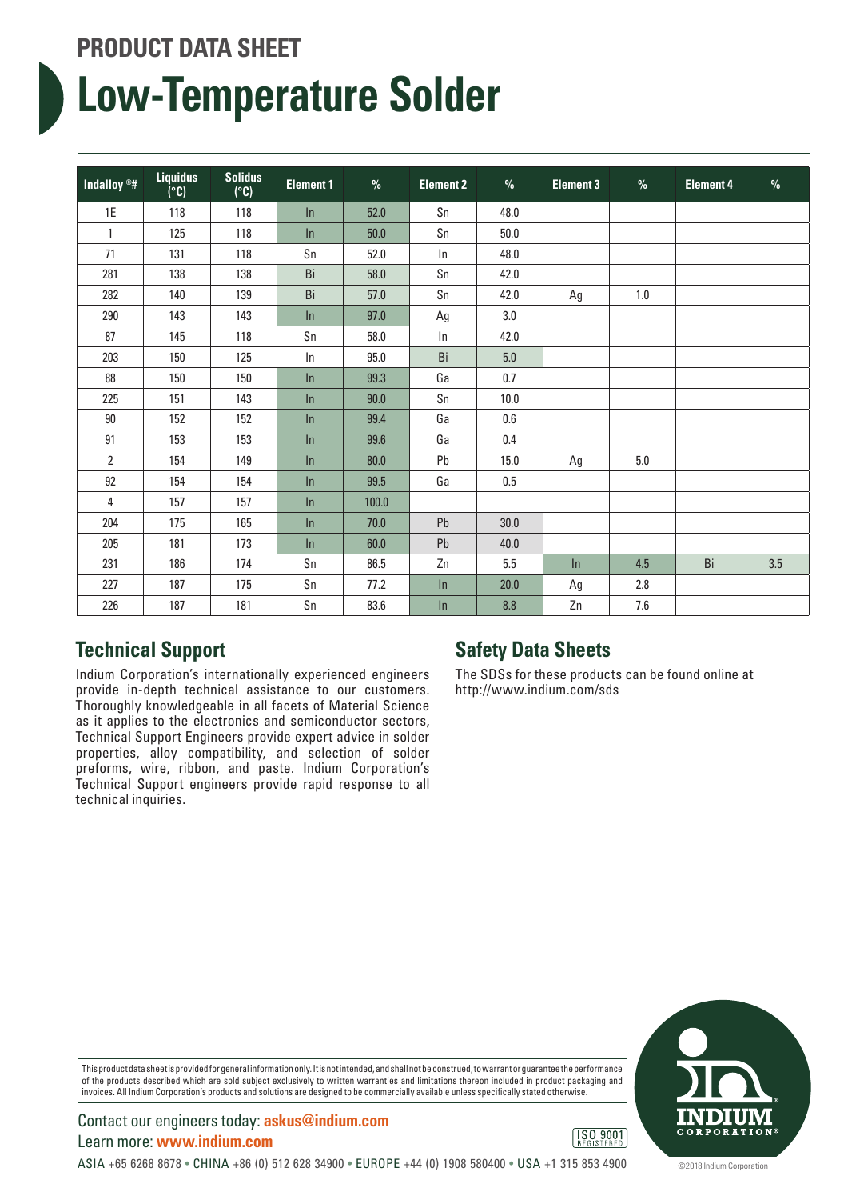PRODUCT DATA SHEET

# Low-Temperature Solder

| Indalloy ®# | Liquidus (°C) | Solidus (°C) | Element 1 | % | Element 2 | % | Element 3 | % | Element 4 | % |
|---|---|---|---|---|---|---|---|---|---|---|
| 1E | 118 | 118 | In | 52.0 | Sn | 48.0 | | | | |
| 1 | 125 | 118 | In | 50.0 | Sn | 50.0 | | | | |
| 71 | 131 | 118 | Sn | 52.0 | In | 48.0 | | | | |
| 281 | 138 | 138 | Bi | 58.0 | Sn | 42.0 | | | | |
| 282 | 140 | 139 | Bi | 57.0 | Sn | 42.0 | Ag | 1.0 | | |
| 290 | 143 | 143 | In | 97.0 | Ag | 3.0 | | | | |
| 87 | 145 | 118 | Sn | 58.0 | In | 42.0 | | | | |
| 203 | 150 | 125 | In | 95.0 | Bi | 5.0 | | | | |
| 88 | 150 | 150 | In | 99.3 | Ga | 0.7 | | | | |
| 225 | 151 | 143 | In | 90.0 | Sn | 10.0 | | | | |
| 90 | 152 | 152 | In | 99.4 | Ga | 0.6 | | | | |
| 91 | 153 | 153 | In | 99.6 | Ga | 0.4 | | | | |
| 2 | 154 | 149 | In | 80.0 | Pb | 15.0 | Ag | 5.0 | | |
| 92 | 154 | 154 | In | 99.5 | Ga | 0.5 | | | | |
| 4 | 157 | 157 | In | 100.0 | | | | | | |
| 204 | 175 | 165 | In | 70.0 | Pb | 30.0 | | | | |
| 205 | 181 | 173 | In | 60.0 | Pb | 40.0 | | | | |
| 231 | 186 | 174 | Sn | 86.5 | Zn | 5.5 | In | 4.5 | Bi | 3.5 |
| 227 | 187 | 175 | Sn | 77.2 | In | 20.0 | Ag | 2.8 | | |
| 226 | 187 | 181 | Sn | 83.6 | In | 8.8 | Zn | 7.6 | | |

## Technical Support

Indium Corporation's internationally experienced engineers provide in-depth technical assistance to our customers. Thoroughly knowledgeable in all facets of Material Science as it applies to the electronics and semiconductor sectors, Technical Support Engineers provide expert advice in solder properties, alloy compatibility, and selection of solder preforms, wire, ribbon, and paste. Indium Corporation's Technical Support engineers provide rapid response to all technical inquiries.

## Safety Data Sheets

The SDSs for these products can be found online at http://www.indium.com/sds

This product data sheet is provided for general information only. It is not intended, and shall not be construed, to warrant or guarantee the performance of the products described which are sold subject exclusively to written warranties and limitations thereon included in product packaging and invoices. All Indium Corporation's products and solutions are designed to be commercially available unless specifically stated otherwise.

Contact our engineers today: **askus@indium.com**

Learn more: **www.indium.com**

ISO 9001 REGISTERED

ASIA +65 6268 8678 • CHINA +86 (0) 512 628 34900 • EUROPE +44 (0) 1908 580400 • USA +1 315 853 4900

INDIUM CORPORATION®

©2018 Indium Corporation